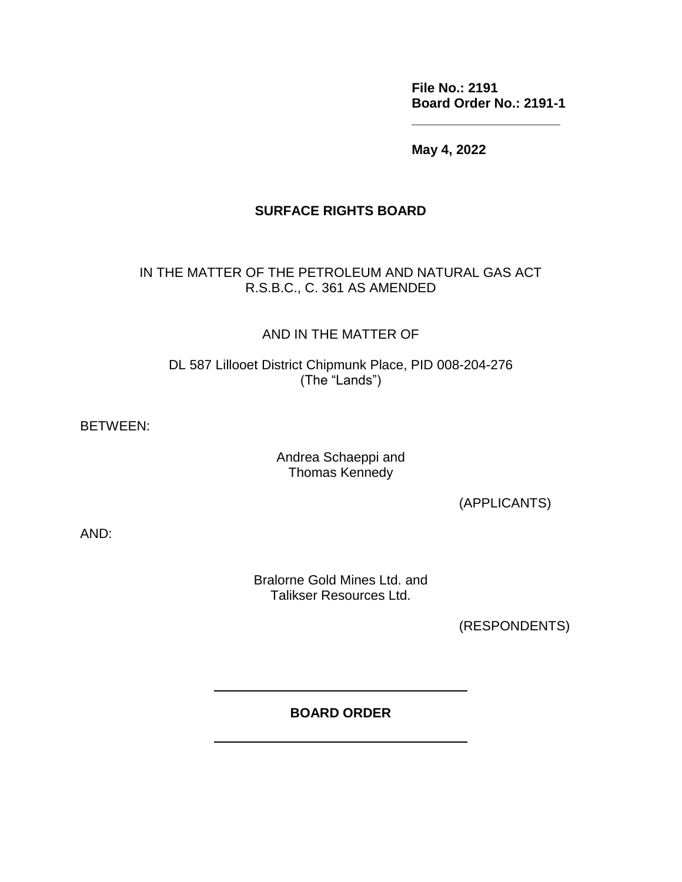**File No.: 2191**
**Board Order No.: 2191-1**

---

**May 4, 2022**

**SURFACE RIGHTS BOARD**

IN THE MATTER OF THE PETROLEUM AND NATURAL GAS ACT
R.S.B.C., C. 361 AS AMENDED

AND IN THE MATTER OF

DL 587 Lillooet District Chipmunk Place, PID 008-204-276
(The "Lands")

BETWEEN:

Andrea Schaeppi and
Thomas Kennedy

(APPLICANTS)

AND:

Bralorne Gold Mines Ltd. and
Talikser Resources Ltd.

(RESPONDENTS)

---

**BOARD ORDER**

---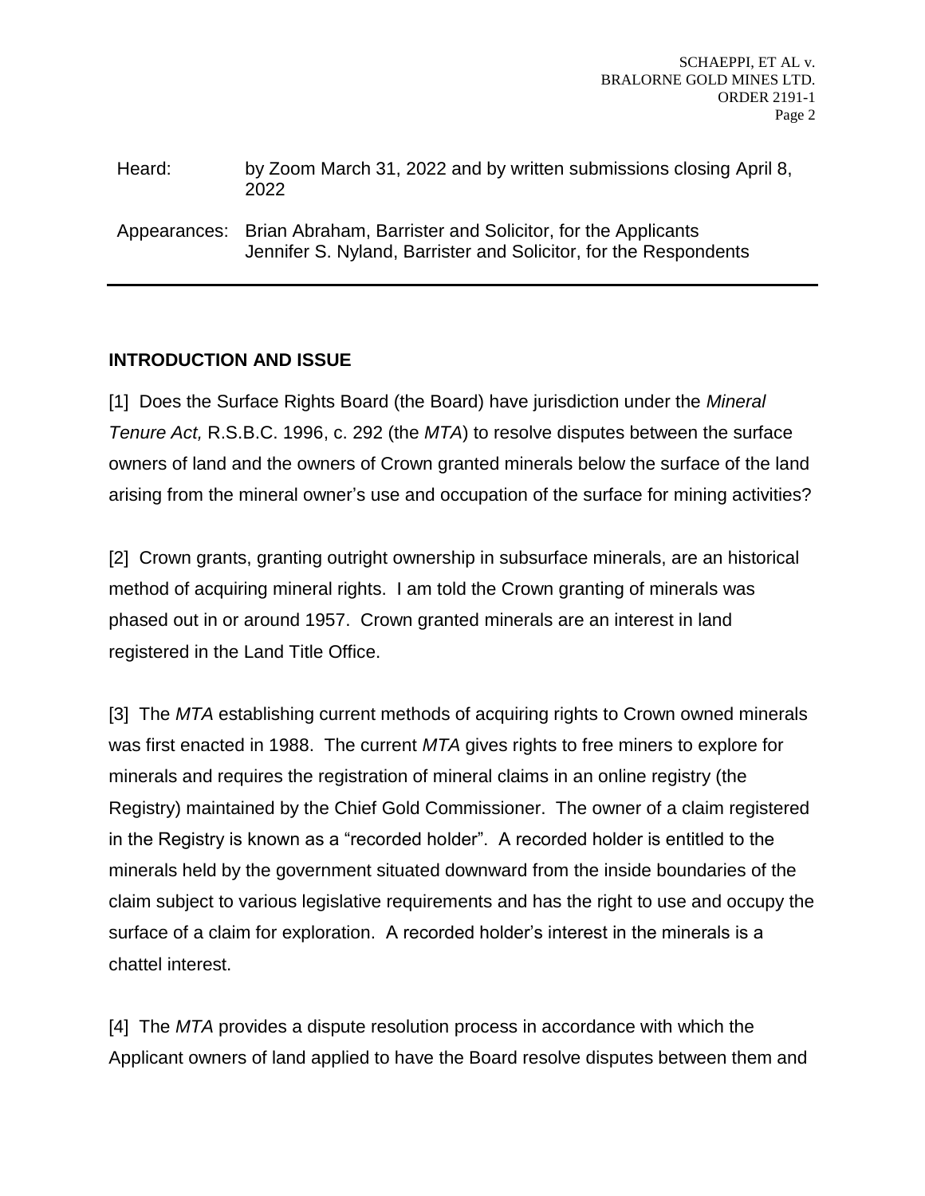Heard: by Zoom March 31, 2022 and by written submissions closing April 8, 2022

Appearances: Brian Abraham, Barrister and Solicitor, for the Applicants
Jennifer S. Nyland, Barrister and Solicitor, for the Respondents

## INTRODUCTION AND ISSUE

[1] Does the Surface Rights Board (the Board) have jurisdiction under the *Mineral Tenure Act,* R.S.B.C. 1996, c. 292 (the *MTA*) to resolve disputes between the surface owners of land and the owners of Crown granted minerals below the surface of the land arising from the mineral owner's use and occupation of the surface for mining activities?

[2] Crown grants, granting outright ownership in subsurface minerals, are an historical method of acquiring mineral rights. I am told the Crown granting of minerals was phased out in or around 1957. Crown granted minerals are an interest in land registered in the Land Title Office.

[3] The *MTA* establishing current methods of acquiring rights to Crown owned minerals was first enacted in 1988. The current *MTA* gives rights to free miners to explore for minerals and requires the registration of mineral claims in an online registry (the Registry) maintained by the Chief Gold Commissioner. The owner of a claim registered in the Registry is known as a "recorded holder". A recorded holder is entitled to the minerals held by the government situated downward from the inside boundaries of the claim subject to various legislative requirements and has the right to use and occupy the surface of a claim for exploration. A recorded holder's interest in the minerals is a chattel interest.

[4] The *MTA* provides a dispute resolution process in accordance with which the Applicant owners of land applied to have the Board resolve disputes between them and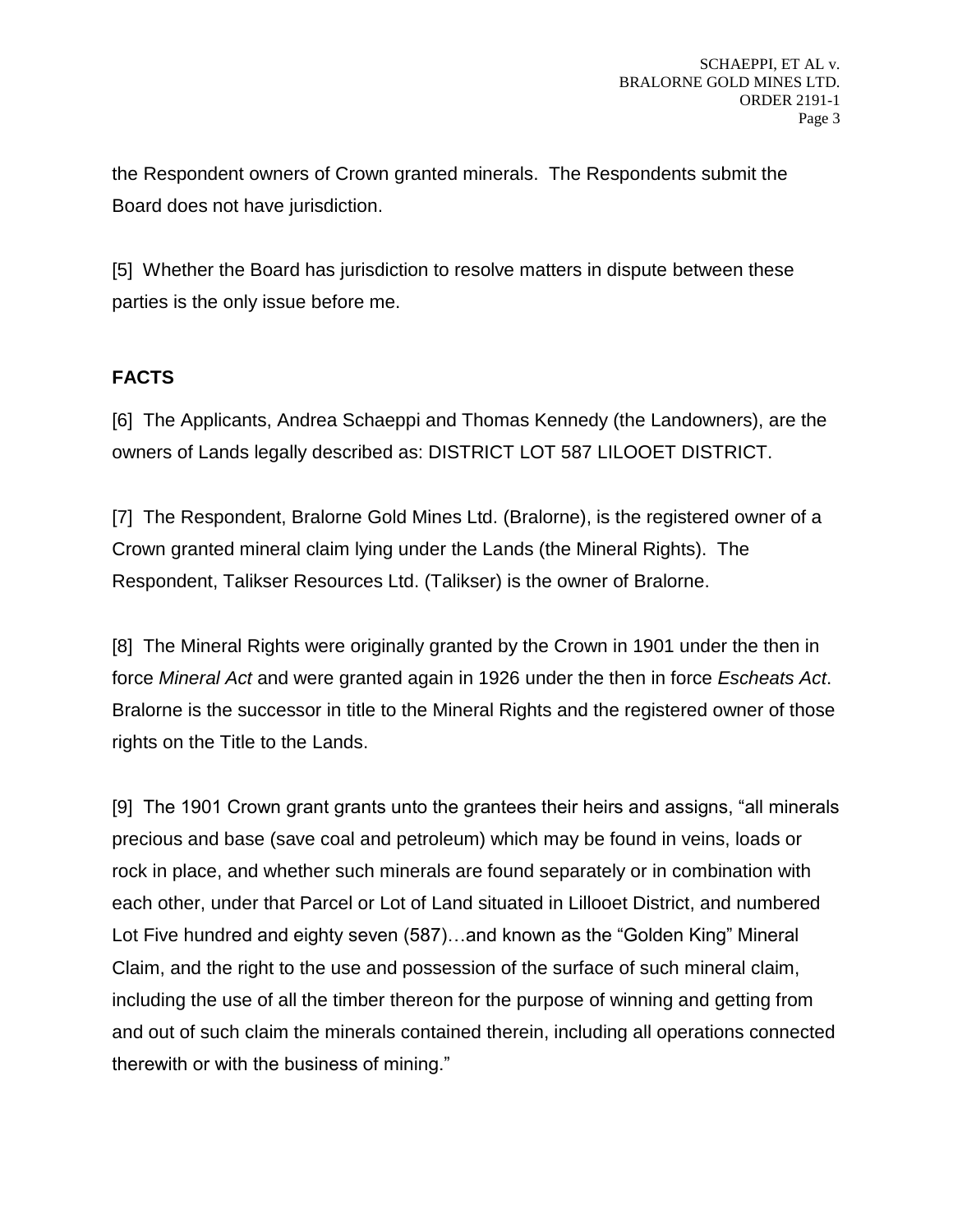the Respondent owners of Crown granted minerals. The Respondents submit the Board does not have jurisdiction.

[5] Whether the Board has jurisdiction to resolve matters in dispute between these parties is the only issue before me.

## FACTS

[6] The Applicants, Andrea Schaeppi and Thomas Kennedy (the Landowners), are the owners of Lands legally described as: DISTRICT LOT 587 LILOOET DISTRICT.

[7] The Respondent, Bralorne Gold Mines Ltd. (Bralorne), is the registered owner of a Crown granted mineral claim lying under the Lands (the Mineral Rights). The Respondent, Talikser Resources Ltd. (Talikser) is the owner of Bralorne.

[8] The Mineral Rights were originally granted by the Crown in 1901 under the then in force *Mineral Act* and were granted again in 1926 under the then in force *Escheats Act*. Bralorne is the successor in title to the Mineral Rights and the registered owner of those rights on the Title to the Lands.

[9] The 1901 Crown grant grants unto the grantees their heirs and assigns, "all minerals precious and base (save coal and petroleum) which may be found in veins, loads or rock in place, and whether such minerals are found separately or in combination with each other, under that Parcel or Lot of Land situated in Lillooet District, and numbered Lot Five hundred and eighty seven (587)…and known as the "Golden King" Mineral Claim, and the right to the use and possession of the surface of such mineral claim, including the use of all the timber thereon for the purpose of winning and getting from and out of such claim the minerals contained therein, including all operations connected therewith or with the business of mining."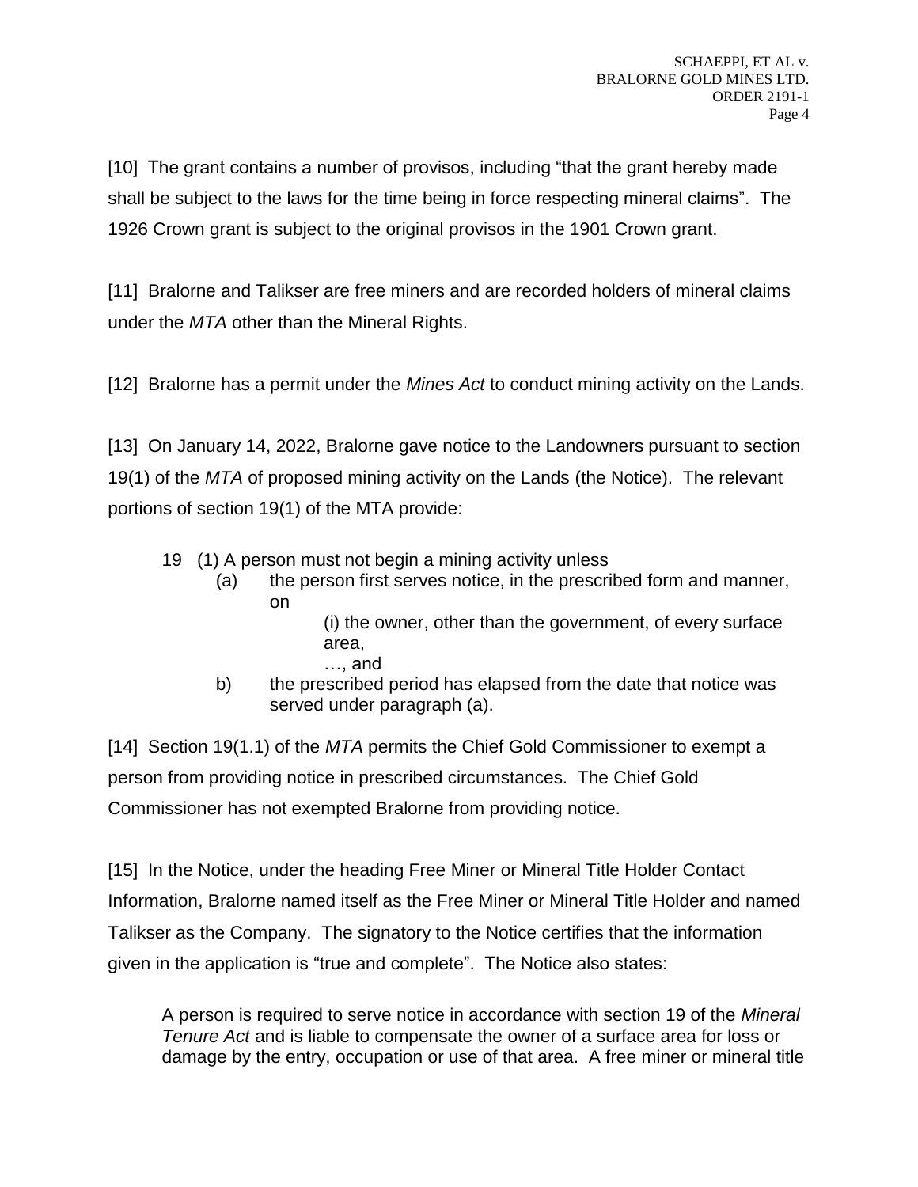[10] The grant contains a number of provisos, including "that the grant hereby made shall be subject to the laws for the time being in force respecting mineral claims". The 1926 Crown grant is subject to the original provisos in the 1901 Crown grant.

[11] Bralorne and Talikser are free miners and are recorded holders of mineral claims under the *MTA* other than the Mineral Rights.

[12] Bralorne has a permit under the *Mines Act* to conduct mining activity on the Lands.

[13] On January 14, 2022, Bralorne gave notice to the Landowners pursuant to section 19(1) of the *MTA* of proposed mining activity on the Lands (the Notice). The relevant portions of section 19(1) of the MTA provide:

> 19 (1) A person must not begin a mining activity unless
>
> (a) the person first serves notice, in the prescribed form and manner, on
>
> (i) the owner, other than the government, of every surface area,
>
> …, and
>
> b) the prescribed period has elapsed from the date that notice was served under paragraph (a).

[14] Section 19(1.1) of the *MTA* permits the Chief Gold Commissioner to exempt a person from providing notice in prescribed circumstances. The Chief Gold Commissioner has not exempted Bralorne from providing notice.

[15] In the Notice, under the heading Free Miner or Mineral Title Holder Contact Information, Bralorne named itself as the Free Miner or Mineral Title Holder and named Talikser as the Company. The signatory to the Notice certifies that the information given in the application is "true and complete". The Notice also states:

> A person is required to serve notice in accordance with section 19 of the *Mineral Tenure Act* and is liable to compensate the owner of a surface area for loss or damage by the entry, occupation or use of that area. A free miner or mineral title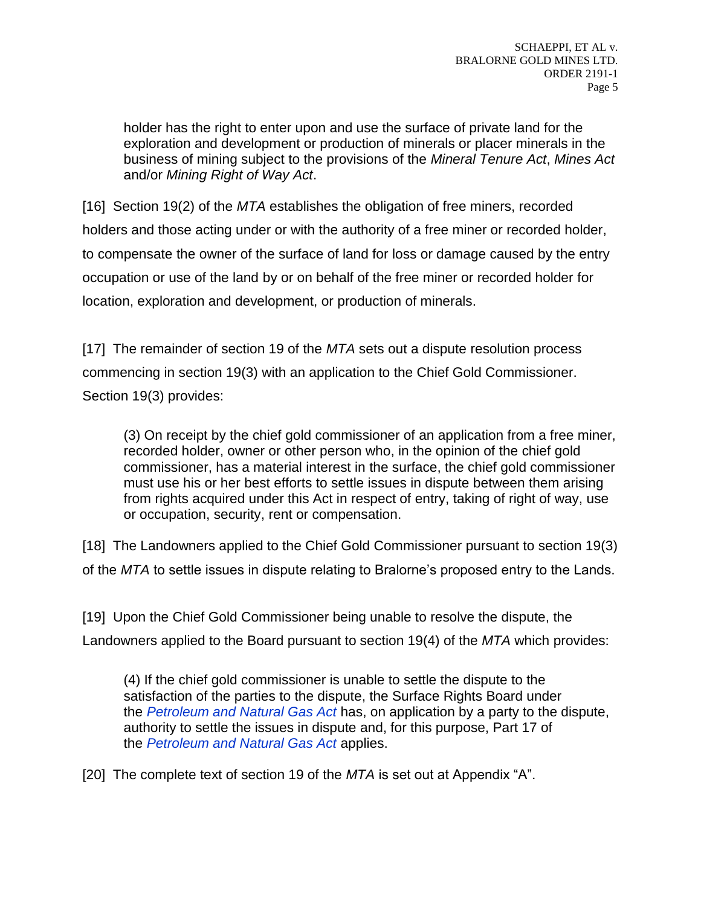> holder has the right to enter upon and use the surface of private land for the exploration and development or production of minerals or placer minerals in the business of mining subject to the provisions of the *Mineral Tenure Act*, *Mines Act* and/or *Mining Right of Way Act*.

[16] Section 19(2) of the *MTA* establishes the obligation of free miners, recorded holders and those acting under or with the authority of a free miner or recorded holder, to compensate the owner of the surface of land for loss or damage caused by the entry occupation or use of the land by or on behalf of the free miner or recorded holder for location, exploration and development, or production of minerals.

[17] The remainder of section 19 of the *MTA* sets out a dispute resolution process commencing in section 19(3) with an application to the Chief Gold Commissioner. Section 19(3) provides:

> (3) On receipt by the chief gold commissioner of an application from a free miner, recorded holder, owner or other person who, in the opinion of the chief gold commissioner, has a material interest in the surface, the chief gold commissioner must use his or her best efforts to settle issues in dispute between them arising from rights acquired under this Act in respect of entry, taking of right of way, use or occupation, security, rent or compensation.

[18] The Landowners applied to the Chief Gold Commissioner pursuant to section 19(3) of the *MTA* to settle issues in dispute relating to Bralorne's proposed entry to the Lands.

[19] Upon the Chief Gold Commissioner being unable to resolve the dispute, the Landowners applied to the Board pursuant to section 19(4) of the *MTA* which provides:

> (4) If the chief gold commissioner is unable to settle the dispute to the satisfaction of the parties to the dispute, the Surface Rights Board under the *Petroleum and Natural Gas Act* has, on application by a party to the dispute, authority to settle the issues in dispute and, for this purpose, Part 17 of the *Petroleum and Natural Gas Act* applies.

[20] The complete text of section 19 of the *MTA* is set out at Appendix "A".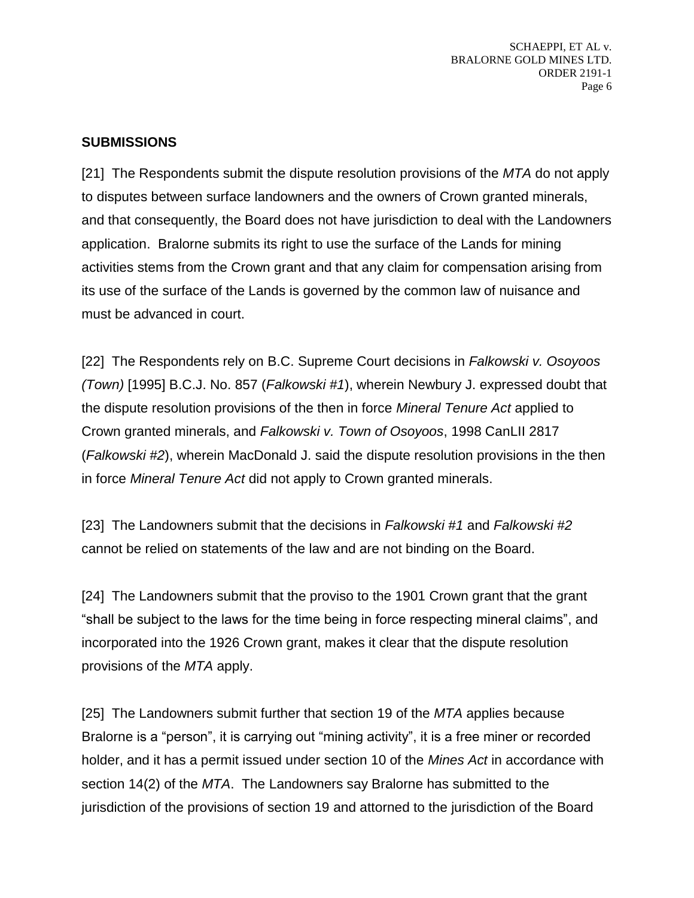## SUBMISSIONS

[21] The Respondents submit the dispute resolution provisions of the *MTA* do not apply to disputes between surface landowners and the owners of Crown granted minerals, and that consequently, the Board does not have jurisdiction to deal with the Landowners application. Bralorne submits its right to use the surface of the Lands for mining activities stems from the Crown grant and that any claim for compensation arising from its use of the surface of the Lands is governed by the common law of nuisance and must be advanced in court.

[22] The Respondents rely on B.C. Supreme Court decisions in *Falkowski v. Osoyoos (Town)* [1995] B.C.J. No. 857 (*Falkowski #1*), wherein Newbury J. expressed doubt that the dispute resolution provisions of the then in force *Mineral Tenure Act* applied to Crown granted minerals, and *Falkowski v. Town of Osoyoos*, 1998 CanLII 2817 (*Falkowski #2*), wherein MacDonald J. said the dispute resolution provisions in the then in force *Mineral Tenure Act* did not apply to Crown granted minerals.

[23] The Landowners submit that the decisions in *Falkowski #1* and *Falkowski #2* cannot be relied on statements of the law and are not binding on the Board.

[24] The Landowners submit that the proviso to the 1901 Crown grant that the grant "shall be subject to the laws for the time being in force respecting mineral claims", and incorporated into the 1926 Crown grant, makes it clear that the dispute resolution provisions of the *MTA* apply.

[25] The Landowners submit further that section 19 of the *MTA* applies because Bralorne is a "person", it is carrying out "mining activity", it is a free miner or recorded holder, and it has a permit issued under section 10 of the *Mines Act* in accordance with section 14(2) of the *MTA*. The Landowners say Bralorne has submitted to the jurisdiction of the provisions of section 19 and attorned to the jurisdiction of the Board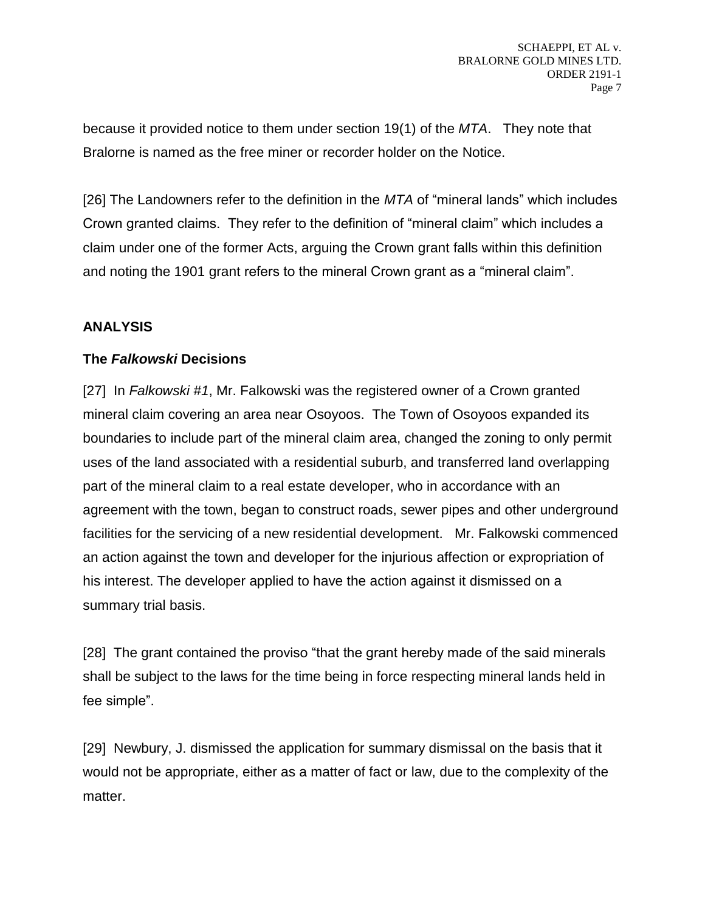because it provided notice to them under section 19(1) of the *MTA*. They note that Bralorne is named as the free miner or recorder holder on the Notice.

[26] The Landowners refer to the definition in the *MTA* of "mineral lands" which includes Crown granted claims. They refer to the definition of "mineral claim" which includes a claim under one of the former Acts, arguing the Crown grant falls within this definition and noting the 1901 grant refers to the mineral Crown grant as a "mineral claim".

## ANALYSIS

### The *Falkowski* Decisions

[27] In *Falkowski #1*, Mr. Falkowski was the registered owner of a Crown granted mineral claim covering an area near Osoyoos. The Town of Osoyoos expanded its boundaries to include part of the mineral claim area, changed the zoning to only permit uses of the land associated with a residential suburb, and transferred land overlapping part of the mineral claim to a real estate developer, who in accordance with an agreement with the town, began to construct roads, sewer pipes and other underground facilities for the servicing of a new residential development. Mr. Falkowski commenced an action against the town and developer for the injurious affection or expropriation of his interest. The developer applied to have the action against it dismissed on a summary trial basis.

[28] The grant contained the proviso "that the grant hereby made of the said minerals shall be subject to the laws for the time being in force respecting mineral lands held in fee simple".

[29] Newbury, J. dismissed the application for summary dismissal on the basis that it would not be appropriate, either as a matter of fact or law, due to the complexity of the matter.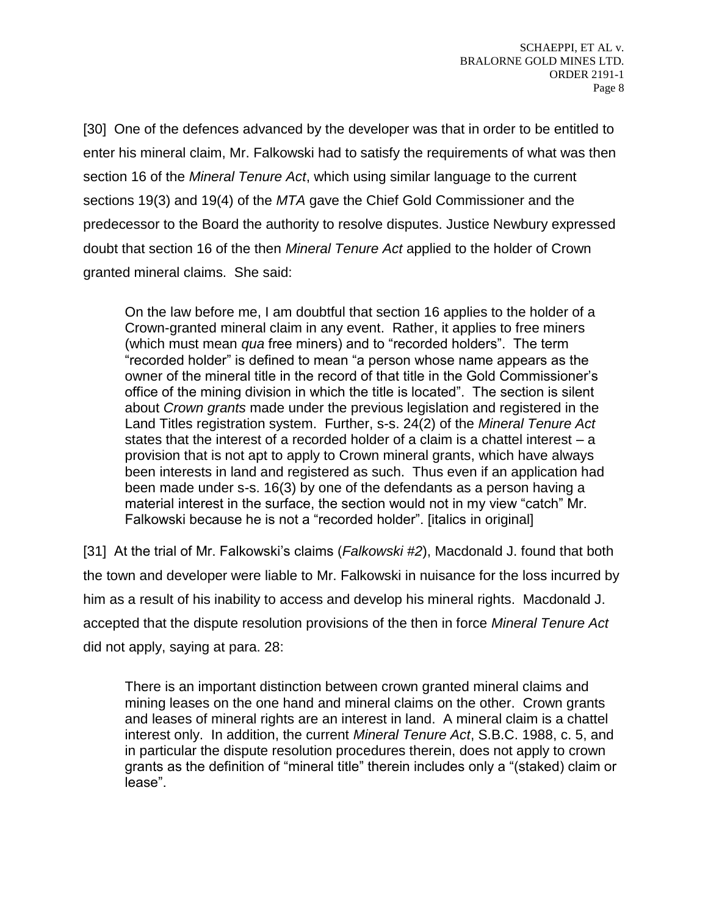[30] One of the defences advanced by the developer was that in order to be entitled to enter his mineral claim, Mr. Falkowski had to satisfy the requirements of what was then section 16 of the *Mineral Tenure Act*, which using similar language to the current sections 19(3) and 19(4) of the *MTA* gave the Chief Gold Commissioner and the predecessor to the Board the authority to resolve disputes. Justice Newbury expressed doubt that section 16 of the then *Mineral Tenure Act* applied to the holder of Crown granted mineral claims. She said:

> On the law before me, I am doubtful that section 16 applies to the holder of a Crown-granted mineral claim in any event. Rather, it applies to free miners (which must mean *qua* free miners) and to "recorded holders". The term "recorded holder" is defined to mean "a person whose name appears as the owner of the mineral title in the record of that title in the Gold Commissioner's office of the mining division in which the title is located". The section is silent about *Crown grants* made under the previous legislation and registered in the Land Titles registration system. Further, s-s. 24(2) of the *Mineral Tenure Act* states that the interest of a recorded holder of a claim is a chattel interest – a provision that is not apt to apply to Crown mineral grants, which have always been interests in land and registered as such. Thus even if an application had been made under s-s. 16(3) by one of the defendants as a person having a material interest in the surface, the section would not in my view "catch" Mr. Falkowski because he is not a "recorded holder". [italics in original]

[31] At the trial of Mr. Falkowski's claims (*Falkowski #2*), Macdonald J. found that both the town and developer were liable to Mr. Falkowski in nuisance for the loss incurred by him as a result of his inability to access and develop his mineral rights. Macdonald J. accepted that the dispute resolution provisions of the then in force *Mineral Tenure Act* did not apply, saying at para. 28:

> There is an important distinction between crown granted mineral claims and mining leases on the one hand and mineral claims on the other. Crown grants and leases of mineral rights are an interest in land. A mineral claim is a chattel interest only. In addition, the current *Mineral Tenure Act*, S.B.C. 1988, c. 5, and in particular the dispute resolution procedures therein, does not apply to crown grants as the definition of "mineral title" therein includes only a "(staked) claim or lease".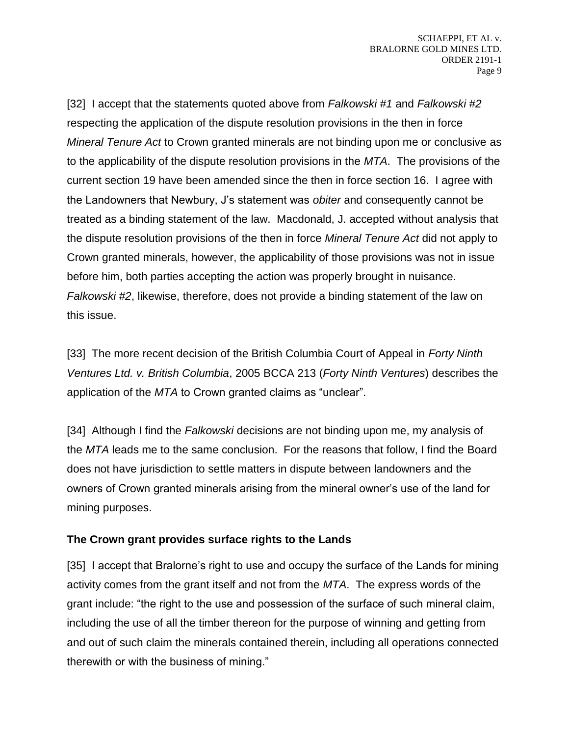[32] I accept that the statements quoted above from *Falkowski #1* and *Falkowski #2* respecting the application of the dispute resolution provisions in the then in force *Mineral Tenure Act* to Crown granted minerals are not binding upon me or conclusive as to the applicability of the dispute resolution provisions in the *MTA*. The provisions of the current section 19 have been amended since the then in force section 16. I agree with the Landowners that Newbury, J's statement was *obiter* and consequently cannot be treated as a binding statement of the law. Macdonald, J. accepted without analysis that the dispute resolution provisions of the then in force *Mineral Tenure Act* did not apply to Crown granted minerals, however, the applicability of those provisions was not in issue before him, both parties accepting the action was properly brought in nuisance. *Falkowski #2*, likewise, therefore, does not provide a binding statement of the law on this issue.

[33] The more recent decision of the British Columbia Court of Appeal in *Forty Ninth Ventures Ltd. v. British Columbia*, 2005 BCCA 213 (*Forty Ninth Ventures*) describes the application of the *MTA* to Crown granted claims as "unclear".

[34] Although I find the *Falkowski* decisions are not binding upon me, my analysis of the *MTA* leads me to the same conclusion. For the reasons that follow, I find the Board does not have jurisdiction to settle matters in dispute between landowners and the owners of Crown granted minerals arising from the mineral owner's use of the land for mining purposes.

**The Crown grant provides surface rights to the Lands**

[35] I accept that Bralorne's right to use and occupy the surface of the Lands for mining activity comes from the grant itself and not from the *MTA*. The express words of the grant include: "the right to the use and possession of the surface of such mineral claim, including the use of all the timber thereon for the purpose of winning and getting from and out of such claim the minerals contained therein, including all operations connected therewith or with the business of mining."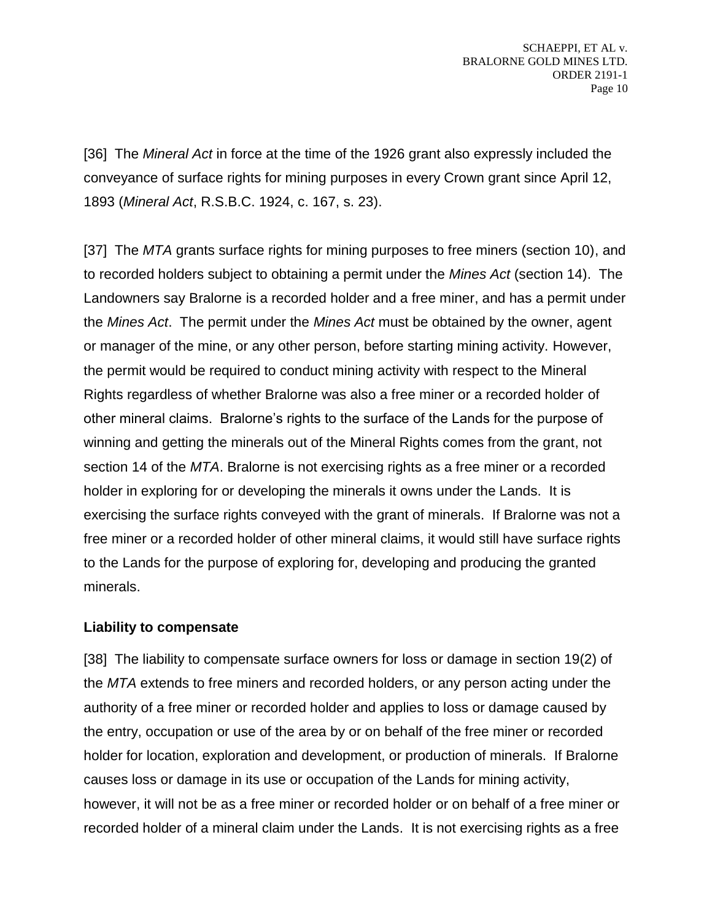[36] The *Mineral Act* in force at the time of the 1926 grant also expressly included the conveyance of surface rights for mining purposes in every Crown grant since April 12, 1893 (*Mineral Act*, R.S.B.C. 1924, c. 167, s. 23).

[37] The *MTA* grants surface rights for mining purposes to free miners (section 10), and to recorded holders subject to obtaining a permit under the *Mines Act* (section 14). The Landowners say Bralorne is a recorded holder and a free miner, and has a permit under the *Mines Act*. The permit under the *Mines Act* must be obtained by the owner, agent or manager of the mine, or any other person, before starting mining activity. However, the permit would be required to conduct mining activity with respect to the Mineral Rights regardless of whether Bralorne was also a free miner or a recorded holder of other mineral claims. Bralorne's rights to the surface of the Lands for the purpose of winning and getting the minerals out of the Mineral Rights comes from the grant, not section 14 of the *MTA*. Bralorne is not exercising rights as a free miner or a recorded holder in exploring for or developing the minerals it owns under the Lands. It is exercising the surface rights conveyed with the grant of minerals. If Bralorne was not a free miner or a recorded holder of other mineral claims, it would still have surface rights to the Lands for the purpose of exploring for, developing and producing the granted minerals.

**Liability to compensate**

[38] The liability to compensate surface owners for loss or damage in section 19(2) of the *MTA* extends to free miners and recorded holders, or any person acting under the authority of a free miner or recorded holder and applies to loss or damage caused by the entry, occupation or use of the area by or on behalf of the free miner or recorded holder for location, exploration and development, or production of minerals. If Bralorne causes loss or damage in its use or occupation of the Lands for mining activity, however, it will not be as a free miner or recorded holder or on behalf of a free miner or recorded holder of a mineral claim under the Lands. It is not exercising rights as a free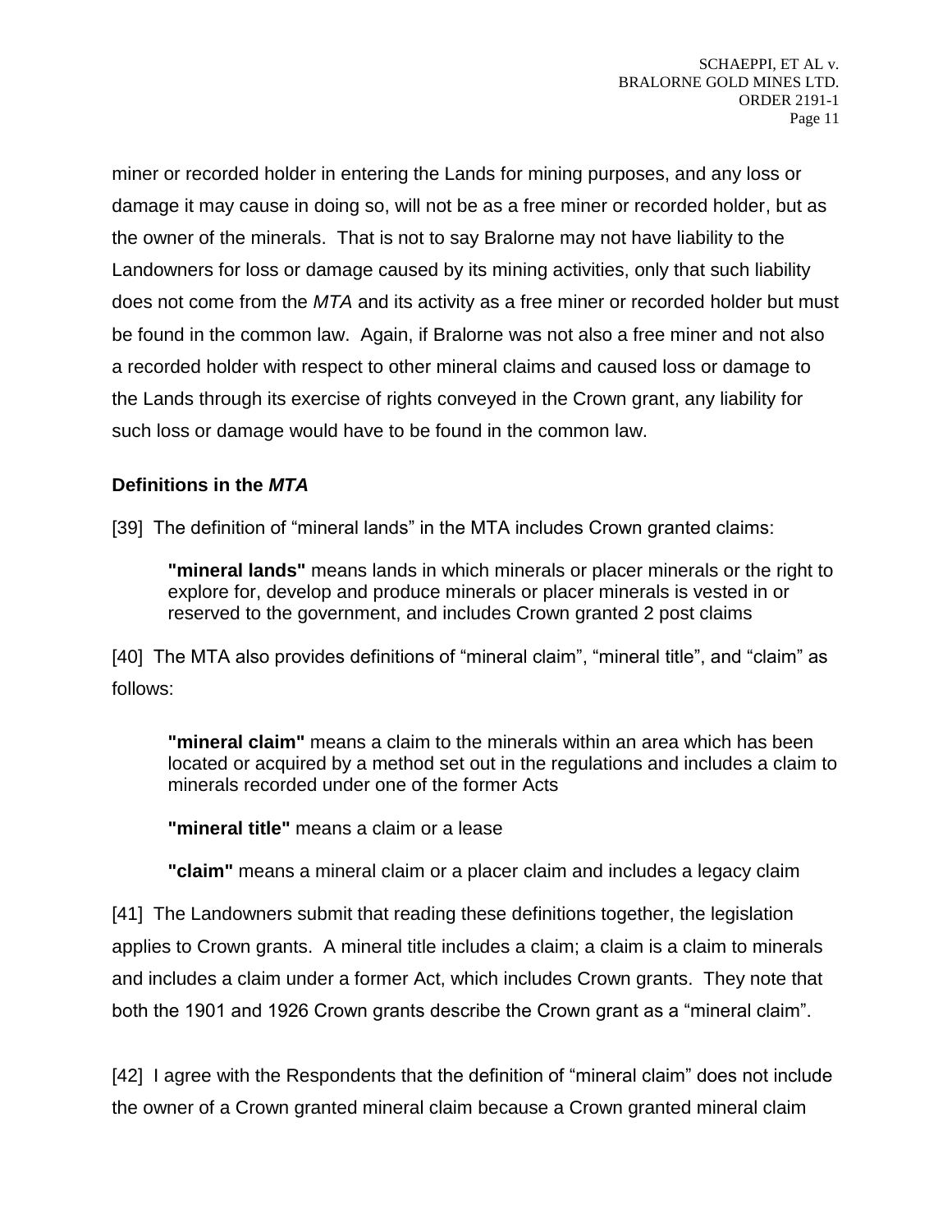miner or recorded holder in entering the Lands for mining purposes, and any loss or damage it may cause in doing so, will not be as a free miner or recorded holder, but as the owner of the minerals. That is not to say Bralorne may not have liability to the Landowners for loss or damage caused by its mining activities, only that such liability does not come from the *MTA* and its activity as a free miner or recorded holder but must be found in the common law. Again, if Bralorne was not also a free miner and not also a recorded holder with respect to other mineral claims and caused loss or damage to the Lands through its exercise of rights conveyed in the Crown grant, any liability for such loss or damage would have to be found in the common law.

### Definitions in the *MTA*

[39] The definition of "mineral lands" in the MTA includes Crown granted claims:

> **"mineral lands"** means lands in which minerals or placer minerals or the right to explore for, develop and produce minerals or placer minerals is vested in or reserved to the government, and includes Crown granted 2 post claims

[40] The MTA also provides definitions of "mineral claim", "mineral title", and "claim" as follows:

> **"mineral claim"** means a claim to the minerals within an area which has been located or acquired by a method set out in the regulations and includes a claim to minerals recorded under one of the former Acts
>
> **"mineral title"** means a claim or a lease
>
> **"claim"** means a mineral claim or a placer claim and includes a legacy claim

[41] The Landowners submit that reading these definitions together, the legislation applies to Crown grants. A mineral title includes a claim; a claim is a claim to minerals and includes a claim under a former Act, which includes Crown grants. They note that both the 1901 and 1926 Crown grants describe the Crown grant as a "mineral claim".

[42] I agree with the Respondents that the definition of "mineral claim" does not include the owner of a Crown granted mineral claim because a Crown granted mineral claim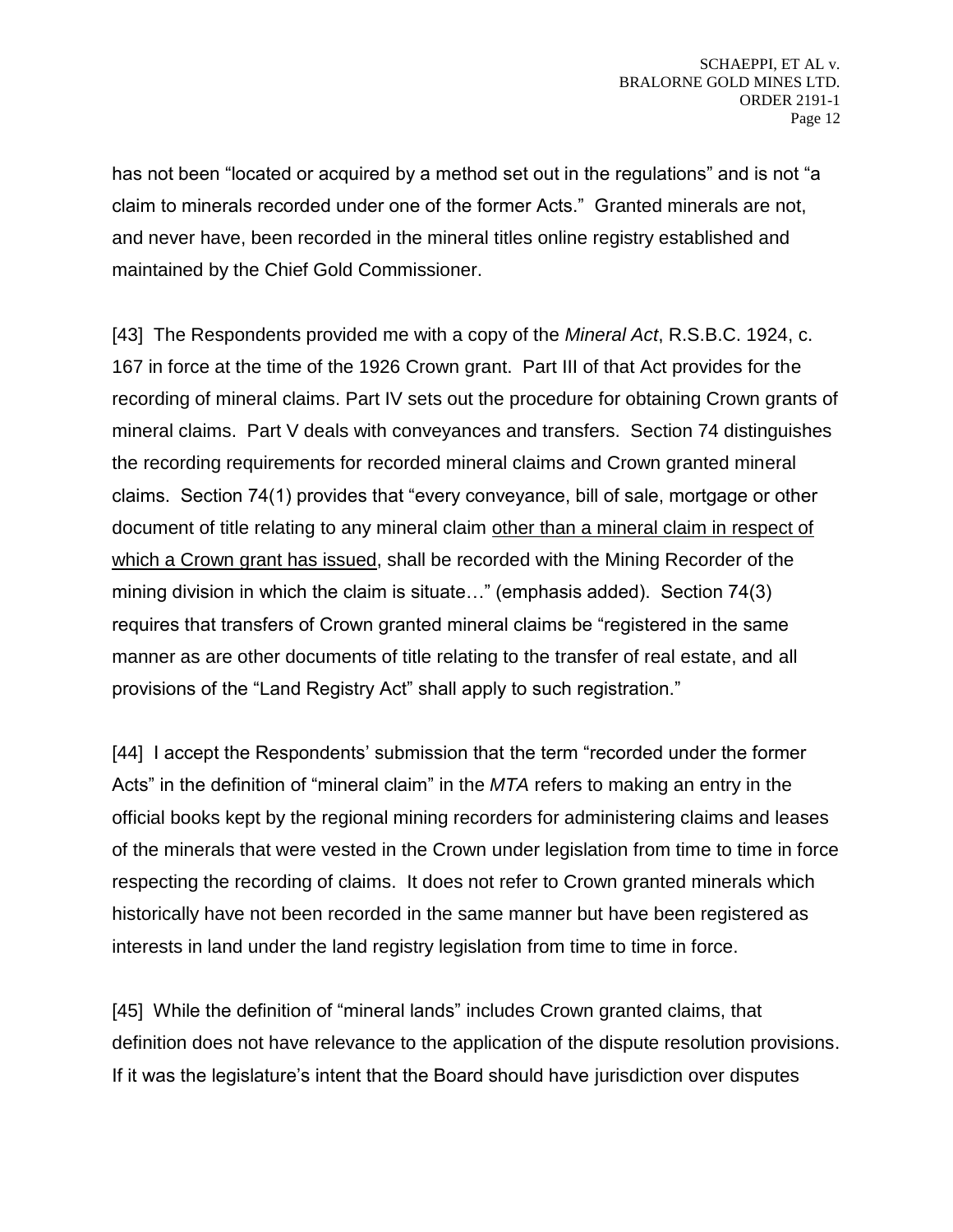has not been "located or acquired by a method set out in the regulations" and is not "a claim to minerals recorded under one of the former Acts." Granted minerals are not, and never have, been recorded in the mineral titles online registry established and maintained by the Chief Gold Commissioner.

[43] The Respondents provided me with a copy of the *Mineral Act*, R.S.B.C. 1924, c. 167 in force at the time of the 1926 Crown grant. Part III of that Act provides for the recording of mineral claims. Part IV sets out the procedure for obtaining Crown grants of mineral claims. Part V deals with conveyances and transfers. Section 74 distinguishes the recording requirements for recorded mineral claims and Crown granted mineral claims. Section 74(1) provides that "every conveyance, bill of sale, mortgage or other document of title relating to any mineral claim <u>other than a mineral claim in respect of which a Crown grant has issued</u>, shall be recorded with the Mining Recorder of the mining division in which the claim is situate…" (emphasis added). Section 74(3) requires that transfers of Crown granted mineral claims be "registered in the same manner as are other documents of title relating to the transfer of real estate, and all provisions of the "Land Registry Act" shall apply to such registration."

[44] I accept the Respondents' submission that the term "recorded under the former Acts" in the definition of "mineral claim" in the *MTA* refers to making an entry in the official books kept by the regional mining recorders for administering claims and leases of the minerals that were vested in the Crown under legislation from time to time in force respecting the recording of claims. It does not refer to Crown granted minerals which historically have not been recorded in the same manner but have been registered as interests in land under the land registry legislation from time to time in force.

[45] While the definition of "mineral lands" includes Crown granted claims, that definition does not have relevance to the application of the dispute resolution provisions. If it was the legislature's intent that the Board should have jurisdiction over disputes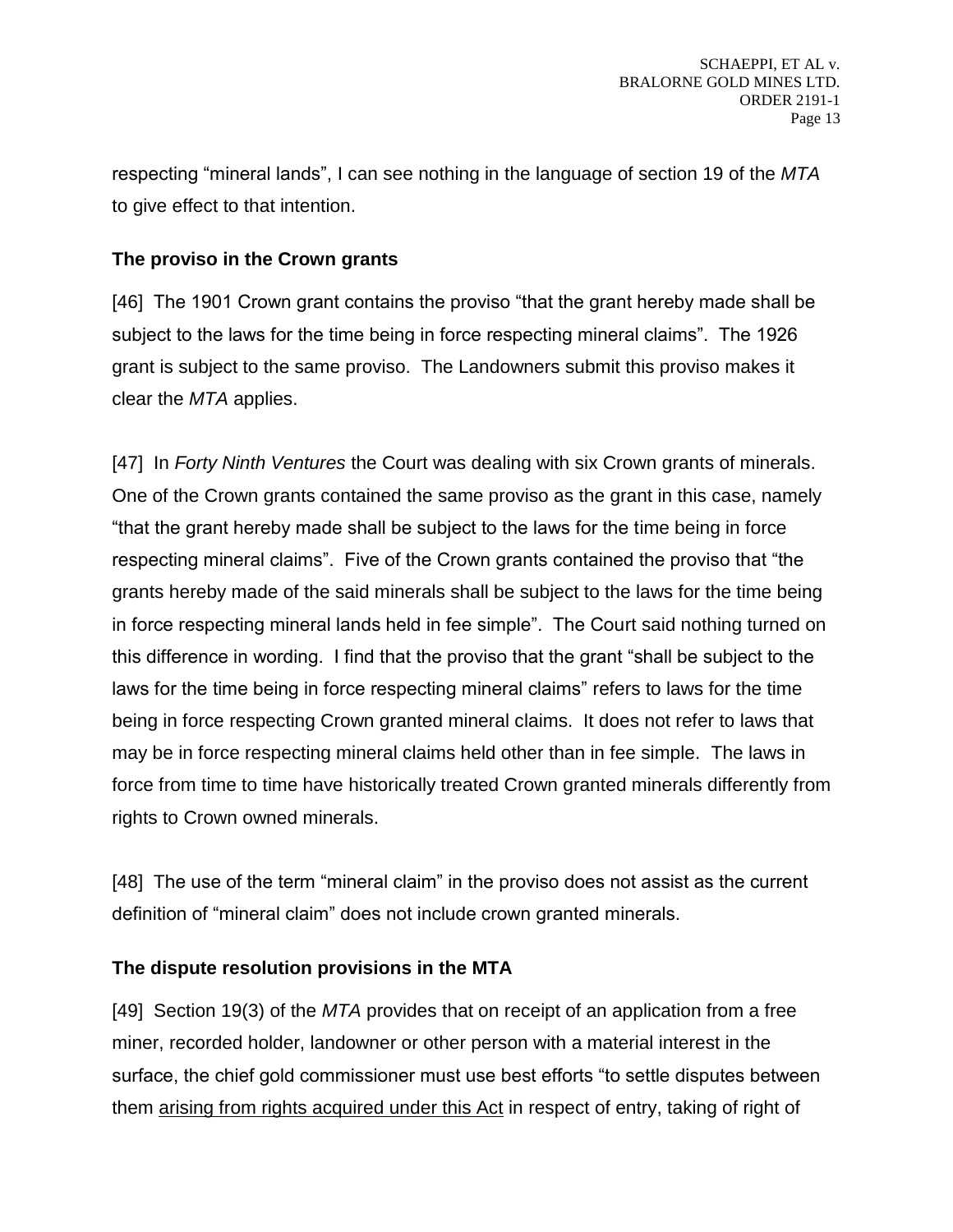respecting "mineral lands", I can see nothing in the language of section 19 of the *MTA* to give effect to that intention.

**The proviso in the Crown grants**

[46] The 1901 Crown grant contains the proviso "that the grant hereby made shall be subject to the laws for the time being in force respecting mineral claims". The 1926 grant is subject to the same proviso. The Landowners submit this proviso makes it clear the *MTA* applies.

[47] In *Forty Ninth Ventures* the Court was dealing with six Crown grants of minerals. One of the Crown grants contained the same proviso as the grant in this case, namely "that the grant hereby made shall be subject to the laws for the time being in force respecting mineral claims". Five of the Crown grants contained the proviso that "the grants hereby made of the said minerals shall be subject to the laws for the time being in force respecting mineral lands held in fee simple". The Court said nothing turned on this difference in wording. I find that the proviso that the grant "shall be subject to the laws for the time being in force respecting mineral claims" refers to laws for the time being in force respecting Crown granted mineral claims. It does not refer to laws that may be in force respecting mineral claims held other than in fee simple. The laws in force from time to time have historically treated Crown granted minerals differently from rights to Crown owned minerals.

[48] The use of the term "mineral claim" in the proviso does not assist as the current definition of "mineral claim" does not include crown granted minerals.

**The dispute resolution provisions in the MTA**

[49] Section 19(3) of the *MTA* provides that on receipt of an application from a free miner, recorded holder, landowner or other person with a material interest in the surface, the chief gold commissioner must use best efforts "to settle disputes between them <u>arising from rights acquired under this Act</u> in respect of entry, taking of right of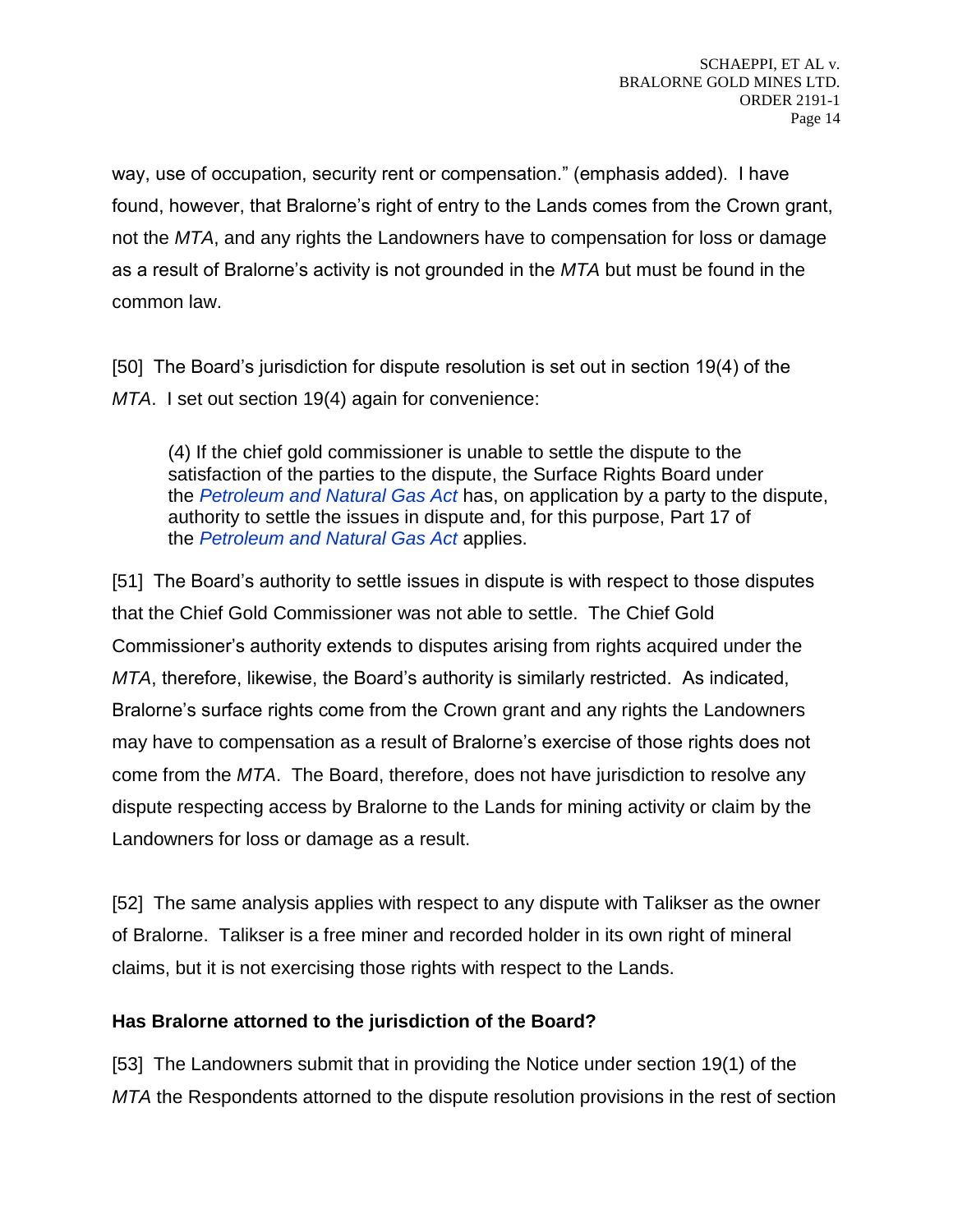way, use of occupation, security rent or compensation." (emphasis added). I have found, however, that Bralorne's right of entry to the Lands comes from the Crown grant, not the *MTA*, and any rights the Landowners have to compensation for loss or damage as a result of Bralorne's activity is not grounded in the *MTA* but must be found in the common law.

[50] The Board's jurisdiction for dispute resolution is set out in section 19(4) of the *MTA*. I set out section 19(4) again for convenience:

> (4) If the chief gold commissioner is unable to settle the dispute to the satisfaction of the parties to the dispute, the Surface Rights Board under the *Petroleum and Natural Gas Act* has, on application by a party to the dispute, authority to settle the issues in dispute and, for this purpose, Part 17 of the *Petroleum and Natural Gas Act* applies.

[51] The Board's authority to settle issues in dispute is with respect to those disputes that the Chief Gold Commissioner was not able to settle. The Chief Gold Commissioner's authority extends to disputes arising from rights acquired under the *MTA*, therefore, likewise, the Board's authority is similarly restricted. As indicated, Bralorne's surface rights come from the Crown grant and any rights the Landowners may have to compensation as a result of Bralorne's exercise of those rights does not come from the *MTA*. The Board, therefore, does not have jurisdiction to resolve any dispute respecting access by Bralorne to the Lands for mining activity or claim by the Landowners for loss or damage as a result.

[52] The same analysis applies with respect to any dispute with Talikser as the owner of Bralorne. Talikser is a free miner and recorded holder in its own right of mineral claims, but it is not exercising those rights with respect to the Lands.

### Has Bralorne attorned to the jurisdiction of the Board?

[53] The Landowners submit that in providing the Notice under section 19(1) of the *MTA* the Respondents attorned to the dispute resolution provisions in the rest of section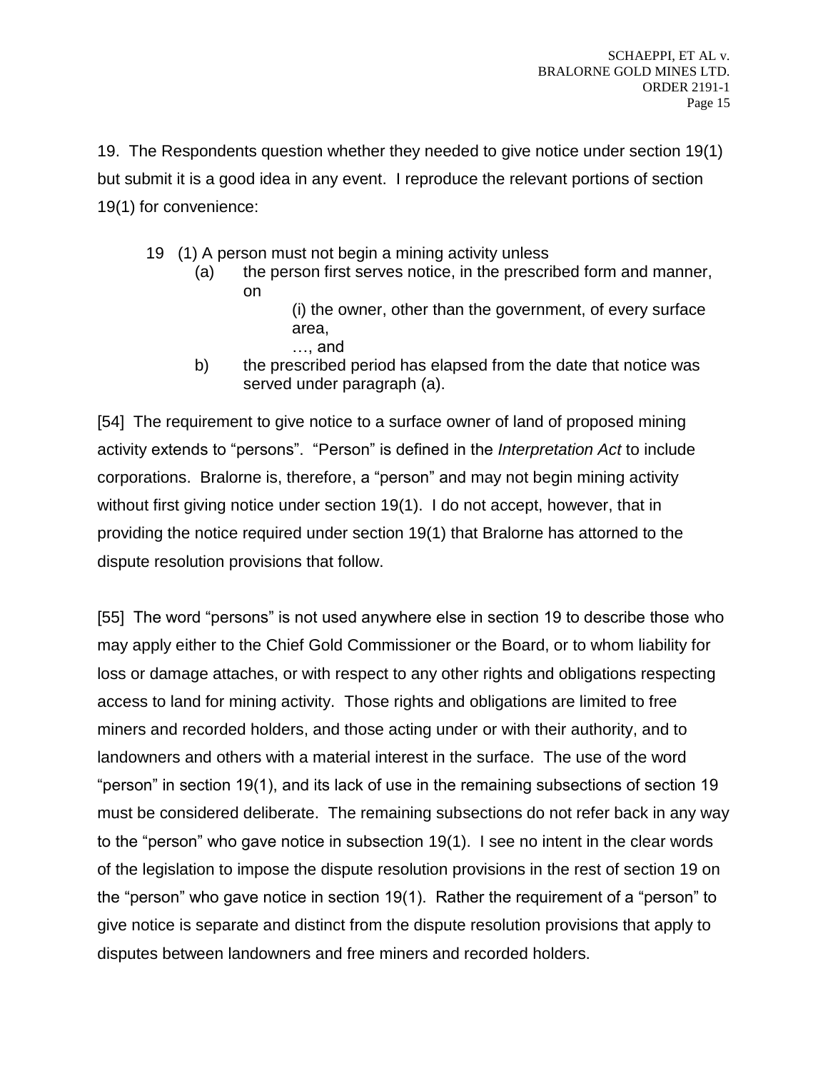19. The Respondents question whether they needed to give notice under section 19(1) but submit it is a good idea in any event. I reproduce the relevant portions of section 19(1) for convenience:

> 19 (1) A person must not begin a mining activity unless
>
> (a) the person first serves notice, in the prescribed form and manner, on
>
> (i) the owner, other than the government, of every surface area,
>
> …, and
>
> b) the prescribed period has elapsed from the date that notice was served under paragraph (a).

[54] The requirement to give notice to a surface owner of land of proposed mining activity extends to "persons". "Person" is defined in the *Interpretation Act* to include corporations. Bralorne is, therefore, a "person" and may not begin mining activity without first giving notice under section 19(1). I do not accept, however, that in providing the notice required under section 19(1) that Bralorne has attorned to the dispute resolution provisions that follow.

[55] The word "persons" is not used anywhere else in section 19 to describe those who may apply either to the Chief Gold Commissioner or the Board, or to whom liability for loss or damage attaches, or with respect to any other rights and obligations respecting access to land for mining activity. Those rights and obligations are limited to free miners and recorded holders, and those acting under or with their authority, and to landowners and others with a material interest in the surface. The use of the word "person" in section 19(1), and its lack of use in the remaining subsections of section 19 must be considered deliberate. The remaining subsections do not refer back in any way to the "person" who gave notice in subsection 19(1). I see no intent in the clear words of the legislation to impose the dispute resolution provisions in the rest of section 19 on the "person" who gave notice in section 19(1). Rather the requirement of a "person" to give notice is separate and distinct from the dispute resolution provisions that apply to disputes between landowners and free miners and recorded holders.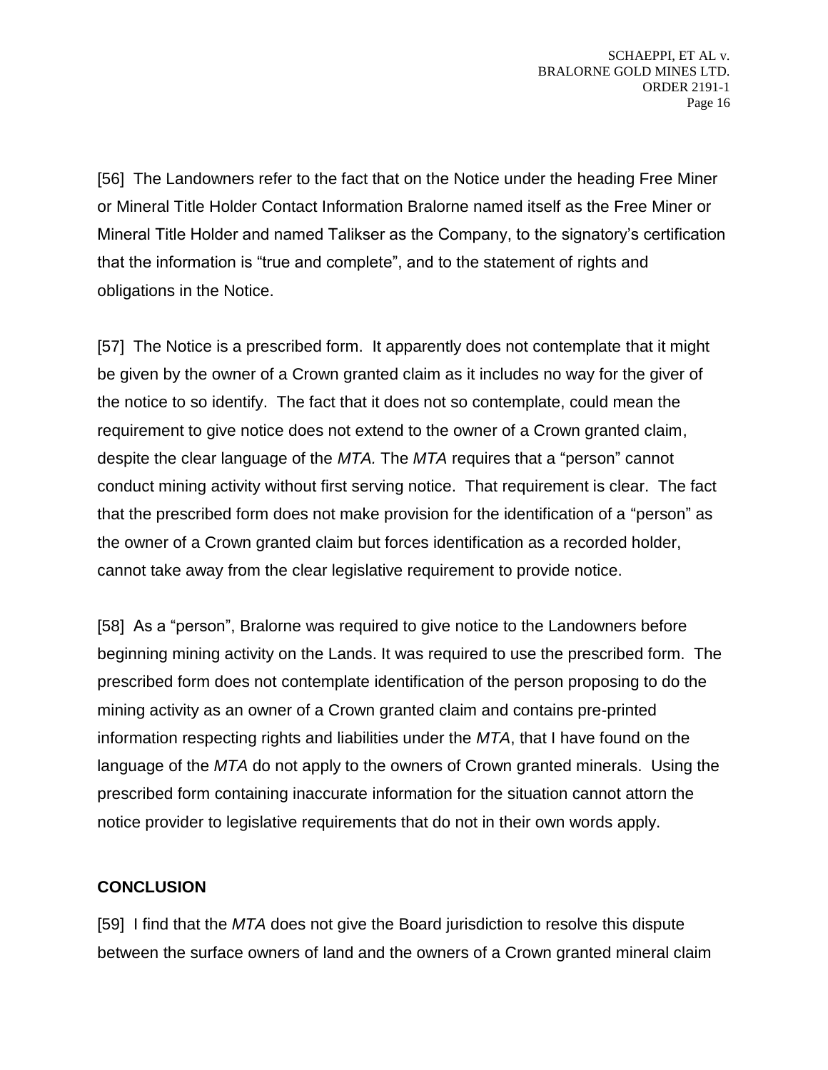[56] The Landowners refer to the fact that on the Notice under the heading Free Miner or Mineral Title Holder Contact Information Bralorne named itself as the Free Miner or Mineral Title Holder and named Talikser as the Company, to the signatory's certification that the information is "true and complete", and to the statement of rights and obligations in the Notice.

[57] The Notice is a prescribed form. It apparently does not contemplate that it might be given by the owner of a Crown granted claim as it includes no way for the giver of the notice to so identify. The fact that it does not so contemplate, could mean the requirement to give notice does not extend to the owner of a Crown granted claim, despite the clear language of the *MTA.* The *MTA* requires that a "person" cannot conduct mining activity without first serving notice. That requirement is clear. The fact that the prescribed form does not make provision for the identification of a "person" as the owner of a Crown granted claim but forces identification as a recorded holder, cannot take away from the clear legislative requirement to provide notice.

[58] As a "person", Bralorne was required to give notice to the Landowners before beginning mining activity on the Lands. It was required to use the prescribed form. The prescribed form does not contemplate identification of the person proposing to do the mining activity as an owner of a Crown granted claim and contains pre-printed information respecting rights and liabilities under the *MTA*, that I have found on the language of the *MTA* do not apply to the owners of Crown granted minerals. Using the prescribed form containing inaccurate information for the situation cannot attorn the notice provider to legislative requirements that do not in their own words apply.

## CONCLUSION

[59] I find that the *MTA* does not give the Board jurisdiction to resolve this dispute between the surface owners of land and the owners of a Crown granted mineral claim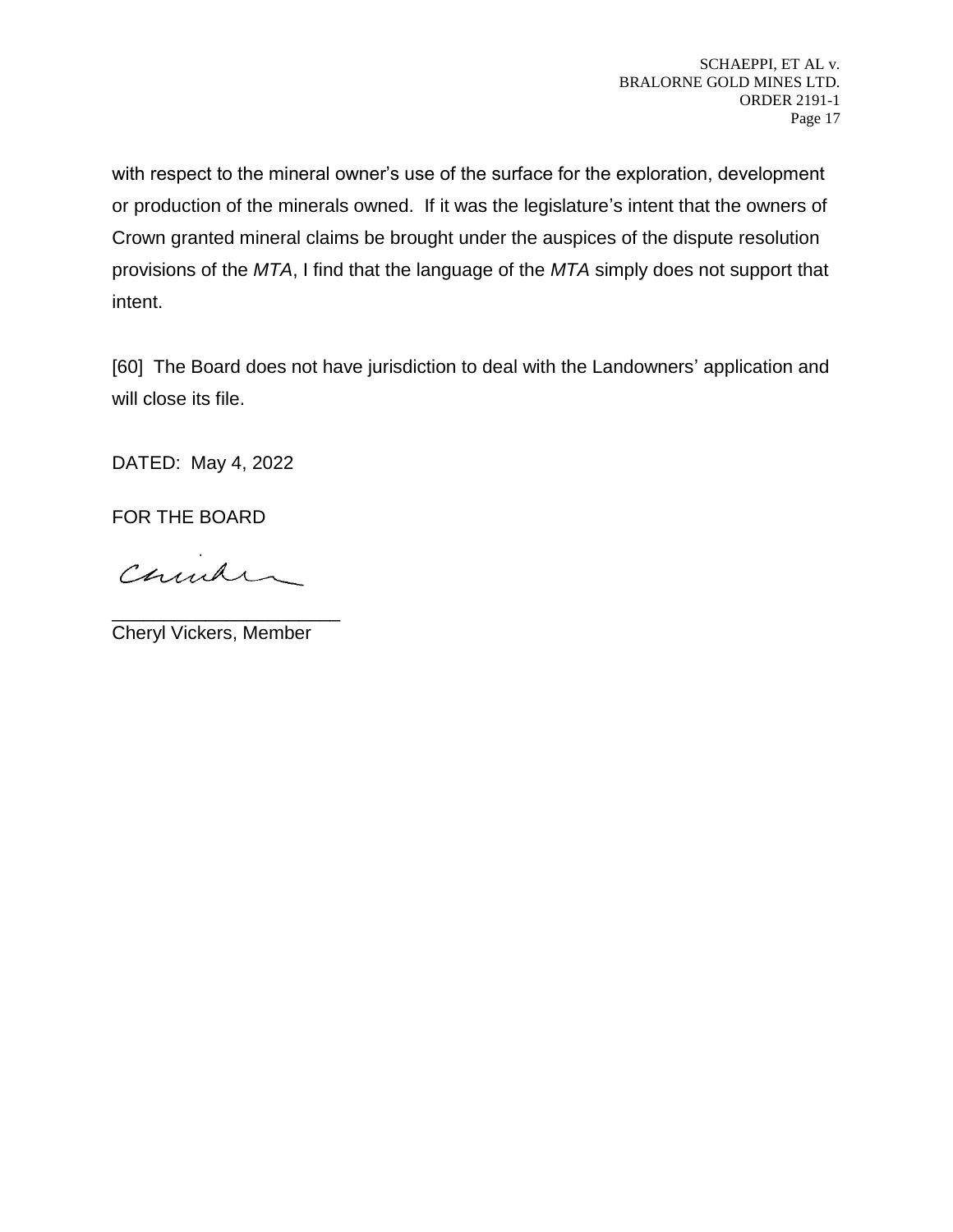with respect to the mineral owner's use of the surface for the exploration, development or production of the minerals owned. If it was the legislature's intent that the owners of Crown granted mineral claims be brought under the auspices of the dispute resolution provisions of the *MTA*, I find that the language of the *MTA* simply does not support that intent.

[60] The Board does not have jurisdiction to deal with the Landowners' application and will close its file.

DATED: May 4, 2022

FOR THE BOARD

_____________________
Cheryl Vickers, Member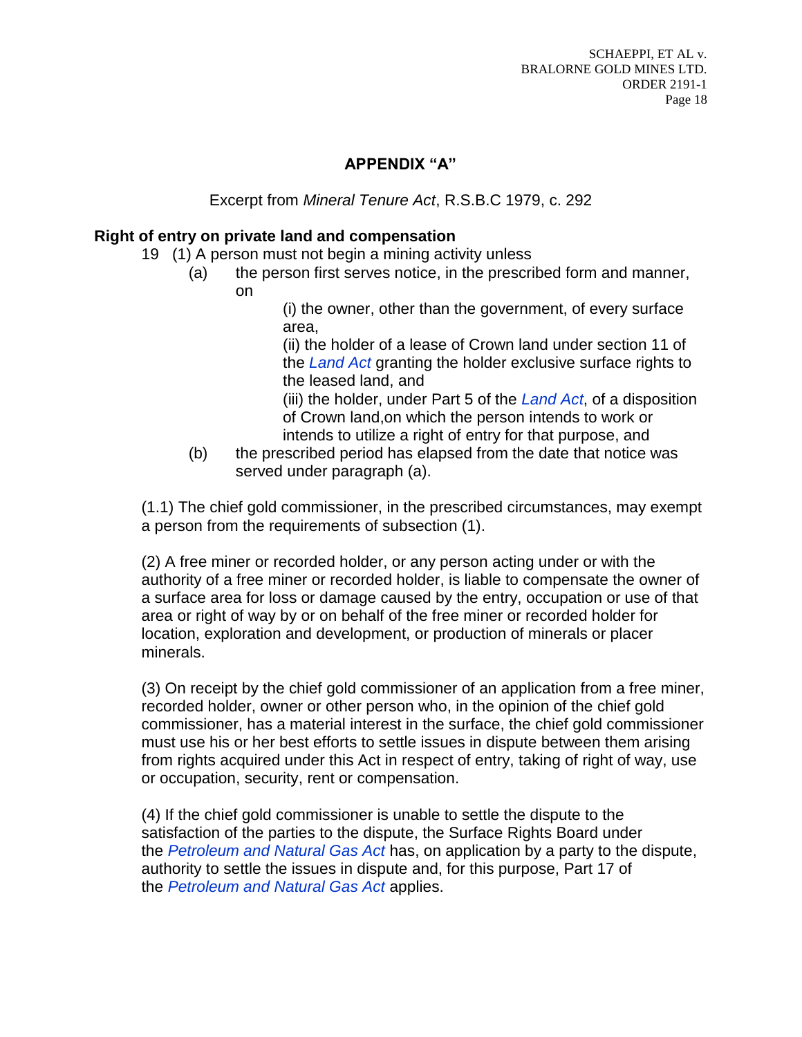## APPENDIX "A"

Excerpt from *Mineral Tenure Act*, R.S.B.C 1979, c. 292

**Right of entry on private land and compensation**

19 (1) A person must not begin a mining activity unless

(a) the person first serves notice, in the prescribed form and manner, on

(i) the owner, other than the government, of every surface area,

(ii) the holder of a lease of Crown land under section 11 of the *Land Act* granting the holder exclusive surface rights to the leased land, and

(iii) the holder, under Part 5 of the *Land Act*, of a disposition of Crown land,on which the person intends to work or intends to utilize a right of entry for that purpose, and

(b) the prescribed period has elapsed from the date that notice was served under paragraph (a).

(1.1) The chief gold commissioner, in the prescribed circumstances, may exempt a person from the requirements of subsection (1).

(2) A free miner or recorded holder, or any person acting under or with the authority of a free miner or recorded holder, is liable to compensate the owner of a surface area for loss or damage caused by the entry, occupation or use of that area or right of way by or on behalf of the free miner or recorded holder for location, exploration and development, or production of minerals or placer minerals.

(3) On receipt by the chief gold commissioner of an application from a free miner, recorded holder, owner or other person who, in the opinion of the chief gold commissioner, has a material interest in the surface, the chief gold commissioner must use his or her best efforts to settle issues in dispute between them arising from rights acquired under this Act in respect of entry, taking of right of way, use or occupation, security, rent or compensation.

(4) If the chief gold commissioner is unable to settle the dispute to the satisfaction of the parties to the dispute, the Surface Rights Board under the *Petroleum and Natural Gas Act* has, on application by a party to the dispute, authority to settle the issues in dispute and, for this purpose, Part 17 of the *Petroleum and Natural Gas Act* applies.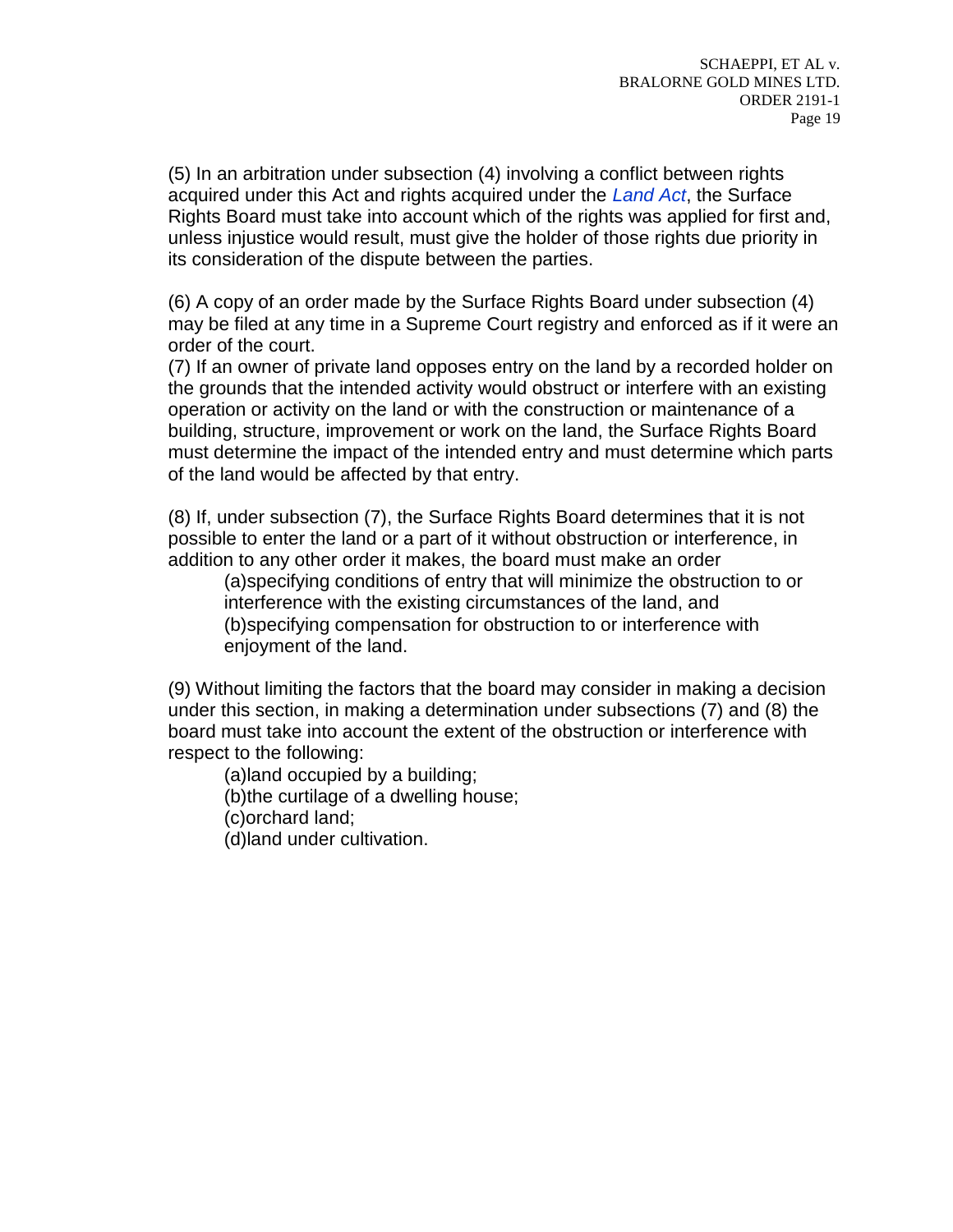(5) In an arbitration under subsection (4) involving a conflict between rights acquired under this Act and rights acquired under the *Land Act*, the Surface Rights Board must take into account which of the rights was applied for first and, unless injustice would result, must give the holder of those rights due priority in its consideration of the dispute between the parties.

(6) A copy of an order made by the Surface Rights Board under subsection (4) may be filed at any time in a Supreme Court registry and enforced as if it were an order of the court.

(7) If an owner of private land opposes entry on the land by a recorded holder on the grounds that the intended activity would obstruct or interfere with an existing operation or activity on the land or with the construction or maintenance of a building, structure, improvement or work on the land, the Surface Rights Board must determine the impact of the intended entry and must determine which parts of the land would be affected by that entry.

(8) If, under subsection (7), the Surface Rights Board determines that it is not possible to enter the land or a part of it without obstruction or interference, in addition to any other order it makes, the board must make an order

(a)specifying conditions of entry that will minimize the obstruction to or interference with the existing circumstances of the land, and

(b)specifying compensation for obstruction to or interference with enjoyment of the land.

(9) Without limiting the factors that the board may consider in making a decision under this section, in making a determination under subsections (7) and (8) the board must take into account the extent of the obstruction or interference with respect to the following:

(a)land occupied by a building;

(b)the curtilage of a dwelling house;

(c)orchard land;

(d)land under cultivation.